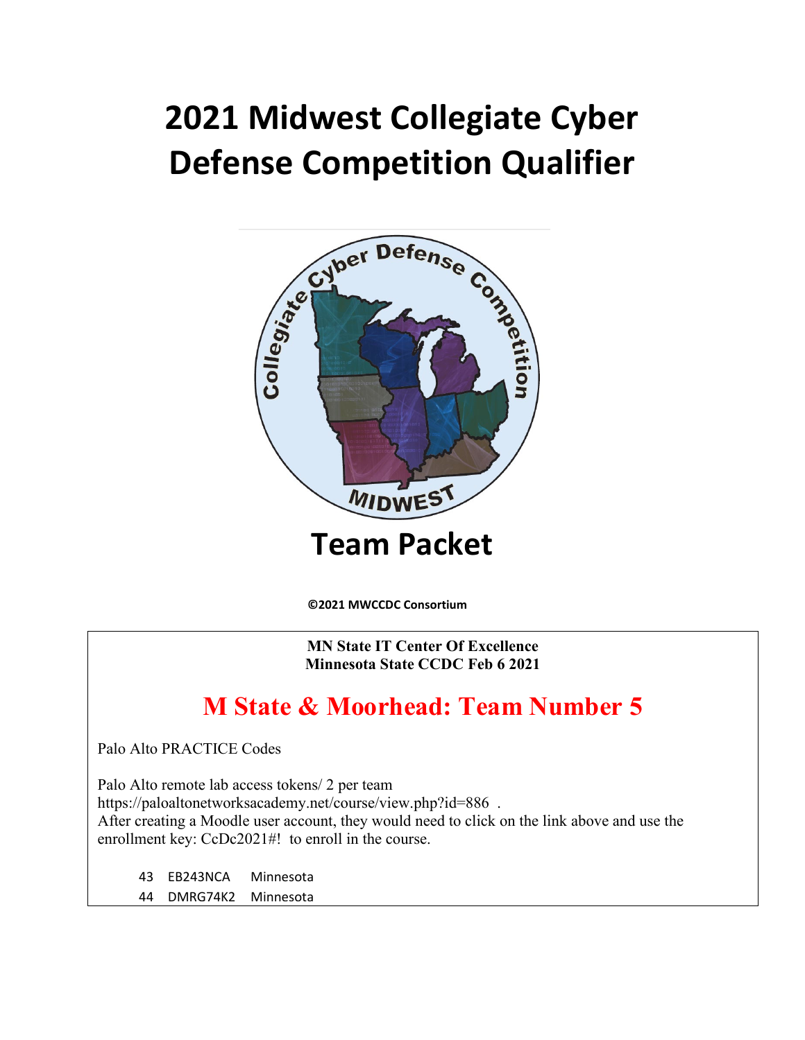# 2021 Midwest Collegiate Cyber Defense Competition Qualifier

## Team Packet

**©2021 MWCCDC Consortium**

**MN State IT Center Of Excellence**
**Minnesota State CCDC Feb 6 2021**

## M State & Moorhead: Team Number 5

Palo Alto PRACTICE Codes

Palo Alto remote lab access tokens/ 2 per team
https://paloaltonetworksacademy.net/course/view.php?id=886 .
After creating a Moodle user account, they would need to click on the link above and use the enrollment key: CcDc2021#! to enroll in the course.

| | | |
|---|---|---|
| 43 | EB243NCA | Minnesota |
| 44 | DMRG74K2 | Minnesota |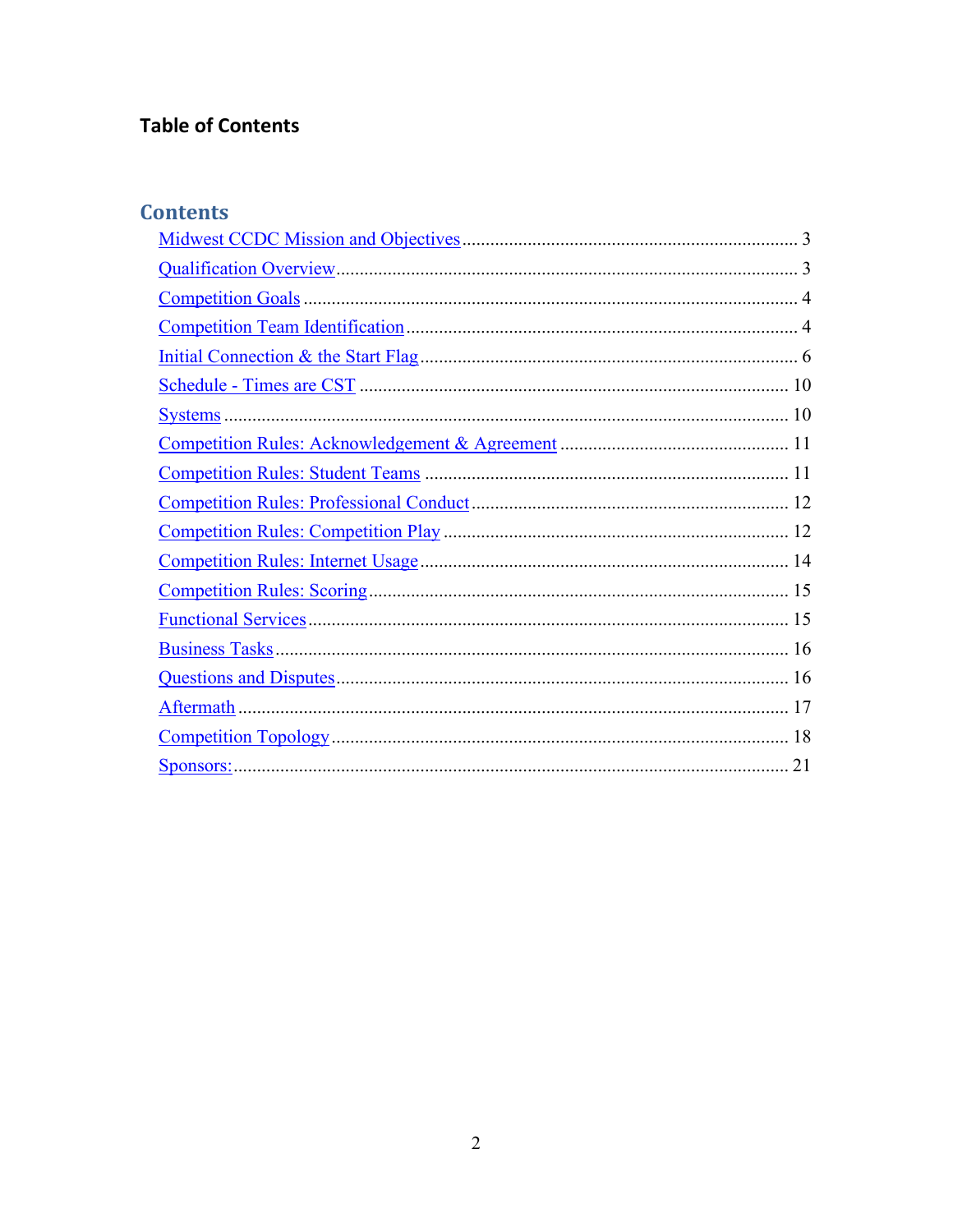## Table of Contents

### Contents

- Midwest CCDC Mission and Objectives ........ 3
- Qualification Overview ........ 3
- Competition Goals ........ 4
- Competition Team Identification ........ 4
- Initial Connection & the Start Flag ........ 6
- Schedule - Times are CST ........ 10
- Systems ........ 10
- Competition Rules: Acknowledgement & Agreement ........ 11
- Competition Rules: Student Teams ........ 11
- Competition Rules: Professional Conduct ........ 12
- Competition Rules: Competition Play ........ 12
- Competition Rules: Internet Usage ........ 14
- Competition Rules: Scoring ........ 15
- Functional Services ........ 15
- Business Tasks ........ 16
- Questions and Disputes ........ 16
- Aftermath ........ 17
- Competition Topology ........ 18
- Sponsors: ........ 21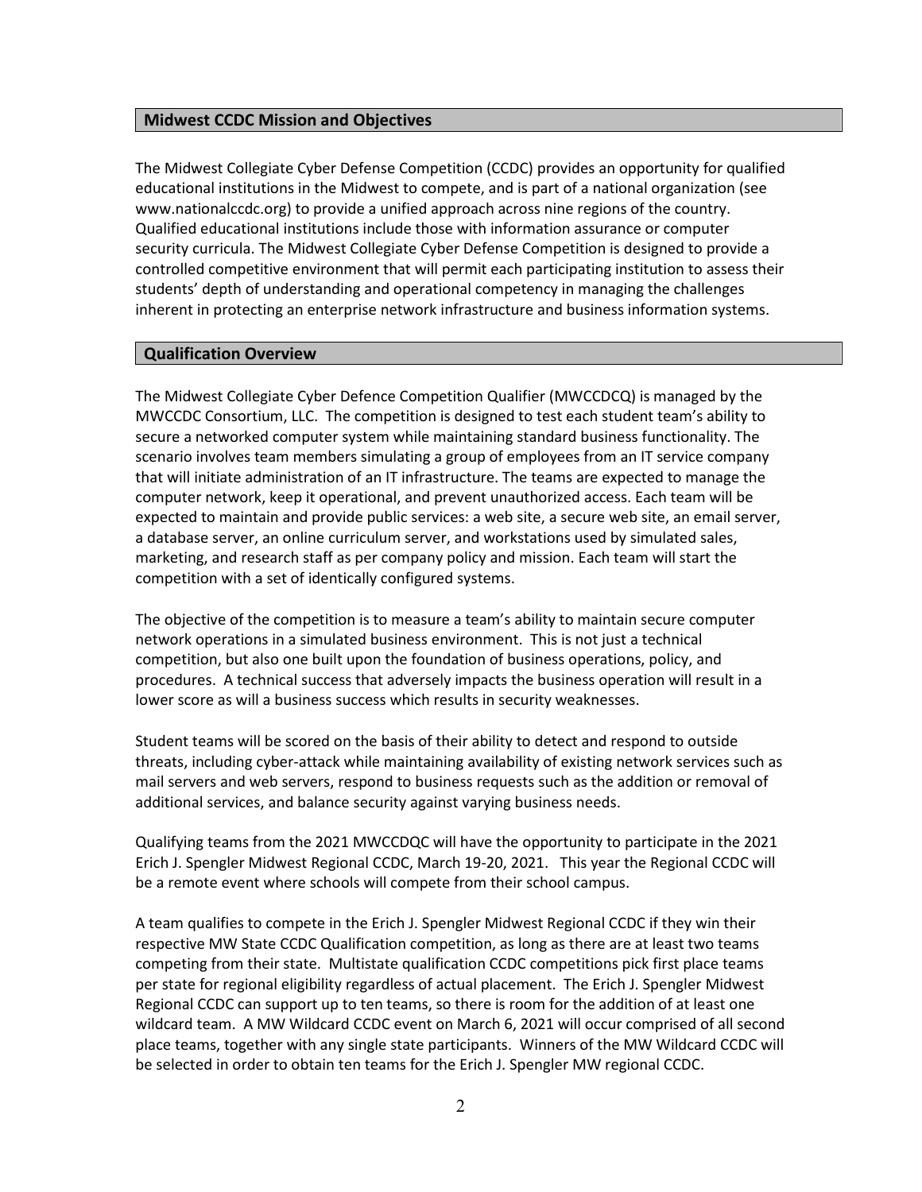## Midwest CCDC Mission and Objectives

The Midwest Collegiate Cyber Defense Competition (CCDC) provides an opportunity for qualified educational institutions in the Midwest to compete, and is part of a national organization (see www.nationalccdc.org) to provide a unified approach across nine regions of the country. Qualified educational institutions include those with information assurance or computer security curricula. The Midwest Collegiate Cyber Defense Competition is designed to provide a controlled competitive environment that will permit each participating institution to assess their students' depth of understanding and operational competency in managing the challenges inherent in protecting an enterprise network infrastructure and business information systems.

## Qualification Overview

The Midwest Collegiate Cyber Defence Competition Qualifier (MWCCDCQ) is managed by the MWCCDC Consortium, LLC. The competition is designed to test each student team's ability to secure a networked computer system while maintaining standard business functionality. The scenario involves team members simulating a group of employees from an IT service company that will initiate administration of an IT infrastructure. The teams are expected to manage the computer network, keep it operational, and prevent unauthorized access. Each team will be expected to maintain and provide public services: a web site, a secure web site, an email server, a database server, an online curriculum server, and workstations used by simulated sales, marketing, and research staff as per company policy and mission. Each team will start the competition with a set of identically configured systems.

The objective of the competition is to measure a team's ability to maintain secure computer network operations in a simulated business environment. This is not just a technical competition, but also one built upon the foundation of business operations, policy, and procedures. A technical success that adversely impacts the business operation will result in a lower score as will a business success which results in security weaknesses.

Student teams will be scored on the basis of their ability to detect and respond to outside threats, including cyber-attack while maintaining availability of existing network services such as mail servers and web servers, respond to business requests such as the addition or removal of additional services, and balance security against varying business needs.

Qualifying teams from the 2021 MWCCDQC will have the opportunity to participate in the 2021 Erich J. Spengler Midwest Regional CCDC, March 19-20, 2021. This year the Regional CCDC will be a remote event where schools will compete from their school campus.

A team qualifies to compete in the Erich J. Spengler Midwest Regional CCDC if they win their respective MW State CCDC Qualification competition, as long as there are at least two teams competing from their state. Multistate qualification CCDC competitions pick first place teams per state for regional eligibility regardless of actual placement. The Erich J. Spengler Midwest Regional CCDC can support up to ten teams, so there is room for the addition of at least one wildcard team. A MW Wildcard CCDC event on March 6, 2021 will occur comprised of all second place teams, together with any single state participants. Winners of the MW Wildcard CCDC will be selected in order to obtain ten teams for the Erich J. Spengler MW regional CCDC.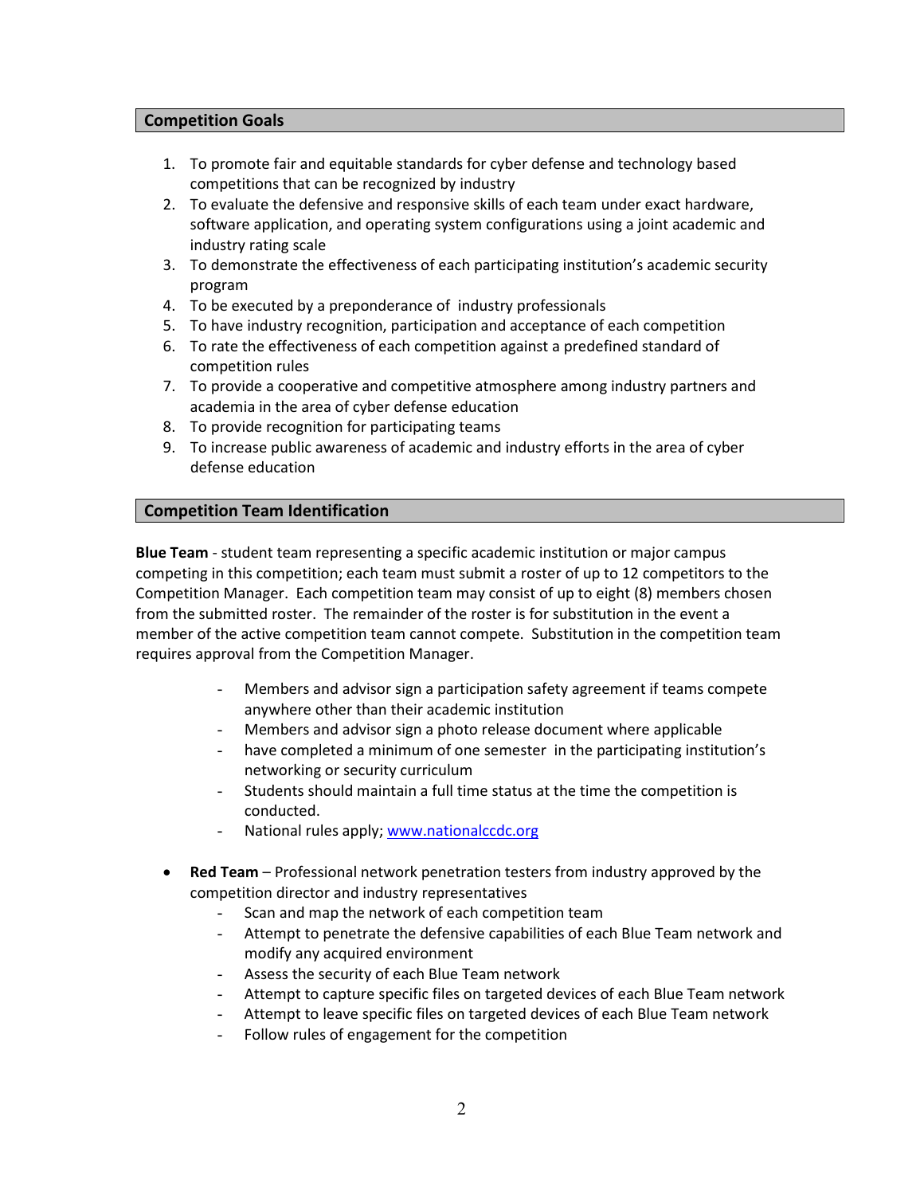## Competition Goals

1. To promote fair and equitable standards for cyber defense and technology based competitions that can be recognized by industry
2. To evaluate the defensive and responsive skills of each team under exact hardware, software application, and operating system configurations using a joint academic and industry rating scale
3. To demonstrate the effectiveness of each participating institution's academic security program
4. To be executed by a preponderance of industry professionals
5. To have industry recognition, participation and acceptance of each competition
6. To rate the effectiveness of each competition against a predefined standard of competition rules
7. To provide a cooperative and competitive atmosphere among industry partners and academia in the area of cyber defense education
8. To provide recognition for participating teams
9. To increase public awareness of academic and industry efforts in the area of cyber defense education

## Competition Team Identification

**Blue Team** - student team representing a specific academic institution or major campus competing in this competition; each team must submit a roster of up to 12 competitors to the Competition Manager. Each competition team may consist of up to eight (8) members chosen from the submitted roster. The remainder of the roster is for substitution in the event a member of the active competition team cannot compete. Substitution in the competition team requires approval from the Competition Manager.

- Members and advisor sign a participation safety agreement if teams compete anywhere other than their academic institution
- Members and advisor sign a photo release document where applicable
- have completed a minimum of one semester in the participating institution's networking or security curriculum
- Students should maintain a full time status at the time the competition is conducted.
- National rules apply; [www.nationalccdc.org](http://www.nationalccdc.org)

- **Red Team** – Professional network penetration testers from industry approved by the competition director and industry representatives
  - Scan and map the network of each competition team
  - Attempt to penetrate the defensive capabilities of each Blue Team network and modify any acquired environment
  - Assess the security of each Blue Team network
  - Attempt to capture specific files on targeted devices of each Blue Team network
  - Attempt to leave specific files on targeted devices of each Blue Team network
  - Follow rules of engagement for the competition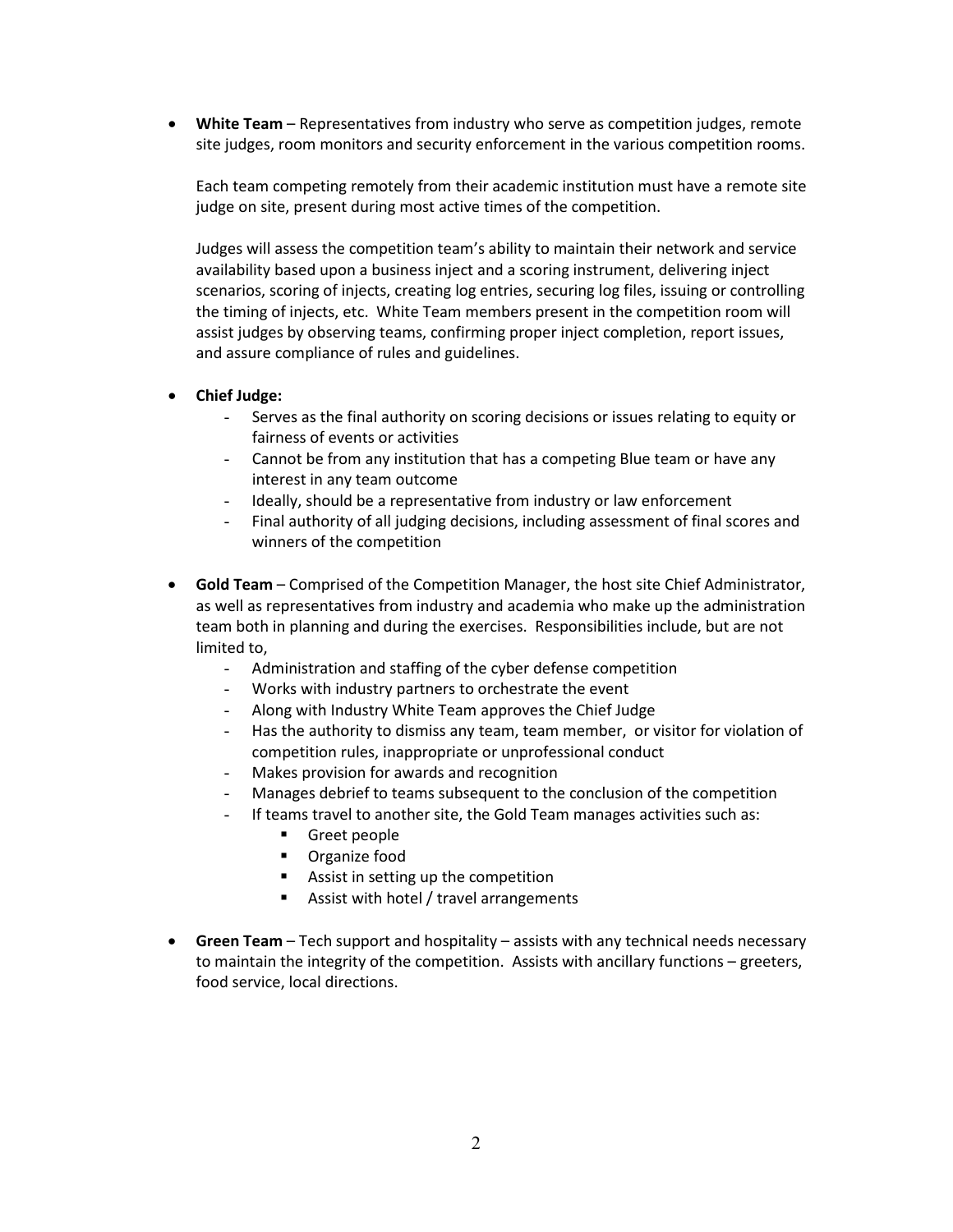- **White Team** – Representatives from industry who serve as competition judges, remote site judges, room monitors and security enforcement in the various competition rooms.

  Each team competing remotely from their academic institution must have a remote site judge on site, present during most active times of the competition.

  Judges will assess the competition team's ability to maintain their network and service availability based upon a business inject and a scoring instrument, delivering inject scenarios, scoring of injects, creating log entries, securing log files, issuing or controlling the timing of injects, etc. White Team members present in the competition room will assist judges by observing teams, confirming proper inject completion, report issues, and assure compliance of rules and guidelines.

- **Chief Judge:**
  - Serves as the final authority on scoring decisions or issues relating to equity or fairness of events or activities
  - Cannot be from any institution that has a competing Blue team or have any interest in any team outcome
  - Ideally, should be a representative from industry or law enforcement
  - Final authority of all judging decisions, including assessment of final scores and winners of the competition

- **Gold Team** – Comprised of the Competition Manager, the host site Chief Administrator, as well as representatives from industry and academia who make up the administration team both in planning and during the exercises. Responsibilities include, but are not limited to,
  - Administration and staffing of the cyber defense competition
  - Works with industry partners to orchestrate the event
  - Along with Industry White Team approves the Chief Judge
  - Has the authority to dismiss any team, team member, or visitor for violation of competition rules, inappropriate or unprofessional conduct
  - Makes provision for awards and recognition
  - Manages debrief to teams subsequent to the conclusion of the competition
  - If teams travel to another site, the Gold Team manages activities such as:
    - Greet people
    - Organize food
    - Assist in setting up the competition
    - Assist with hotel / travel arrangements

- **Green Team** – Tech support and hospitality – assists with any technical needs necessary to maintain the integrity of the competition. Assists with ancillary functions – greeters, food service, local directions.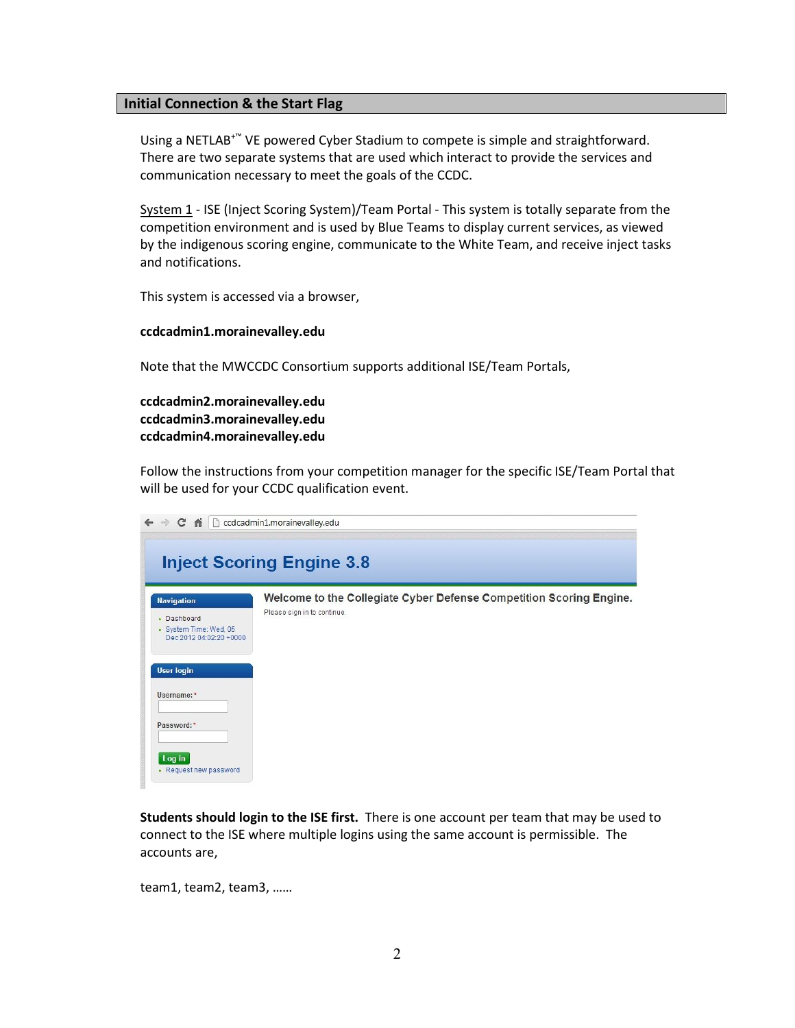## Initial Connection & the Start Flag

Using a NETLAB+™ VE powered Cyber Stadium to compete is simple and straightforward. There are two separate systems that are used which interact to provide the services and communication necessary to meet the goals of the CCDC.

System 1 - ISE (Inject Scoring System)/Team Portal - This system is totally separate from the competition environment and is used by Blue Teams to display current services, as viewed by the indigenous scoring engine, communicate to the White Team, and receive inject tasks and notifications.

This system is accessed via a browser,

**ccdcadmin1.morainevalley.edu**

Note that the MWCCDC Consortium supports additional ISE/Team Portals,

**ccdcadmin2.morainevalley.edu**
**ccdcadmin3.morainevalley.edu**
**ccdcadmin4.morainevalley.edu**

Follow the instructions from your competition manager for the specific ISE/Team Portal that will be used for your CCDC qualification event.

**Students should login to the ISE first.** There is one account per team that may be used to connect to the ISE where multiple logins using the same account is permissible. The accounts are,

team1, team2, team3, ……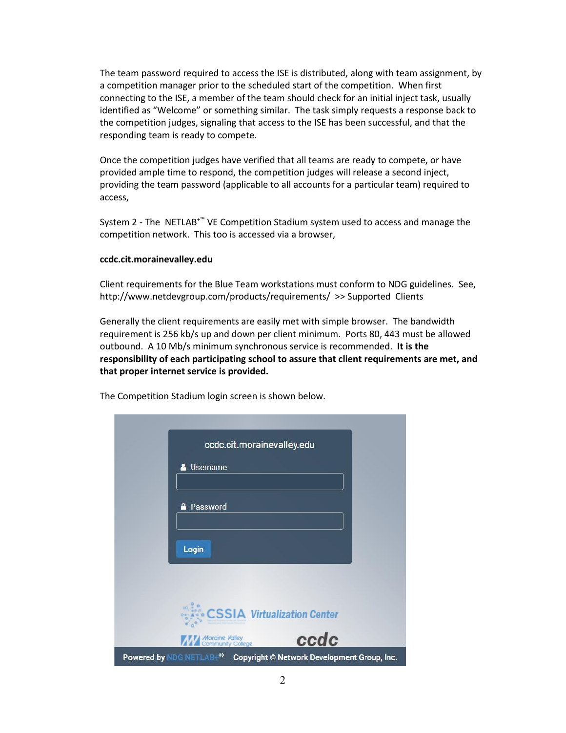The team password required to access the ISE is distributed, along with team assignment, by a competition manager prior to the scheduled start of the competition. When first connecting to the ISE, a member of the team should check for an initial inject task, usually identified as “Welcome” or something similar. The task simply requests a response back to the competition judges, signaling that access to the ISE has been successful, and that the responding team is ready to compete.

Once the competition judges have verified that all teams are ready to compete, or have provided ample time to respond, the competition judges will release a second inject, providing the team password (applicable to all accounts for a particular team) required to access,

System 2 - The NETLAB+™ VE Competition Stadium system used to access and manage the competition network. This too is accessed via a browser,

**ccdc.cit.morainevalley.edu**

Client requirements for the Blue Team workstations must conform to NDG guidelines. See, http://www.netdevgroup.com/products/requirements/ >> Supported Clients

Generally the client requirements are easily met with simple browser. The bandwidth requirement is 256 kb/s up and down per client minimum. Ports 80, 443 must be allowed outbound. A 10 Mb/s minimum synchronous service is recommended. **It is the responsibility of each participating school to assure that client requirements are met, and that proper internet service is provided.**

The Competition Stadium login screen is shown below.

ccdc.cit.morainevalley.edu

Username

Password

Login

CSSIA Virtualization Center

Moraine Valley Community College

ccdc

Powered by NDG NETLAB+® Copyright © Network Development Group, Inc.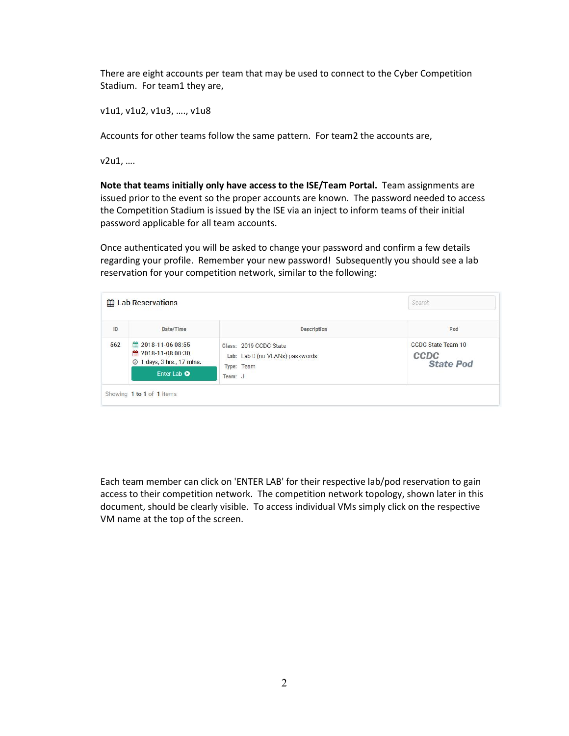There are eight accounts per team that may be used to connect to the Cyber Competition Stadium. For team1 they are,

v1u1, v1u2, v1u3, …., v1u8

Accounts for other teams follow the same pattern. For team2 the accounts are,

v2u1, ….

**Note that teams initially only have access to the ISE/Team Portal.** Team assignments are issued prior to the event so the proper accounts are known. The password needed to access the Competition Stadium is issued by the ISE via an inject to inform teams of their initial password applicable for all team accounts.

Once authenticated you will be asked to change your password and confirm a few details regarding your profile. Remember your new password! Subsequently you should see a lab reservation for your competition network, similar to the following:

**Lab Reservations**

| ID | Date/Time | Description | Pod |
|---|---|---|---|
| 562 | 2018-11-06 08:55<br>2018-11-08 00:30<br>1 days, 3 hrs., 17 mins.<br>Enter Lab | Class: 2019 CCDC State<br>Lab: Lab 0 (no VLANs) passwords<br>Type: Team<br>Team: J | CCDC State Team 10<br>CCDC State Pod |

Showing 1 to 1 of 1 items

Each team member can click on 'ENTER LAB' for their respective lab/pod reservation to gain access to their competition network. The competition network topology, shown later in this document, should be clearly visible. To access individual VMs simply click on the respective VM name at the top of the screen.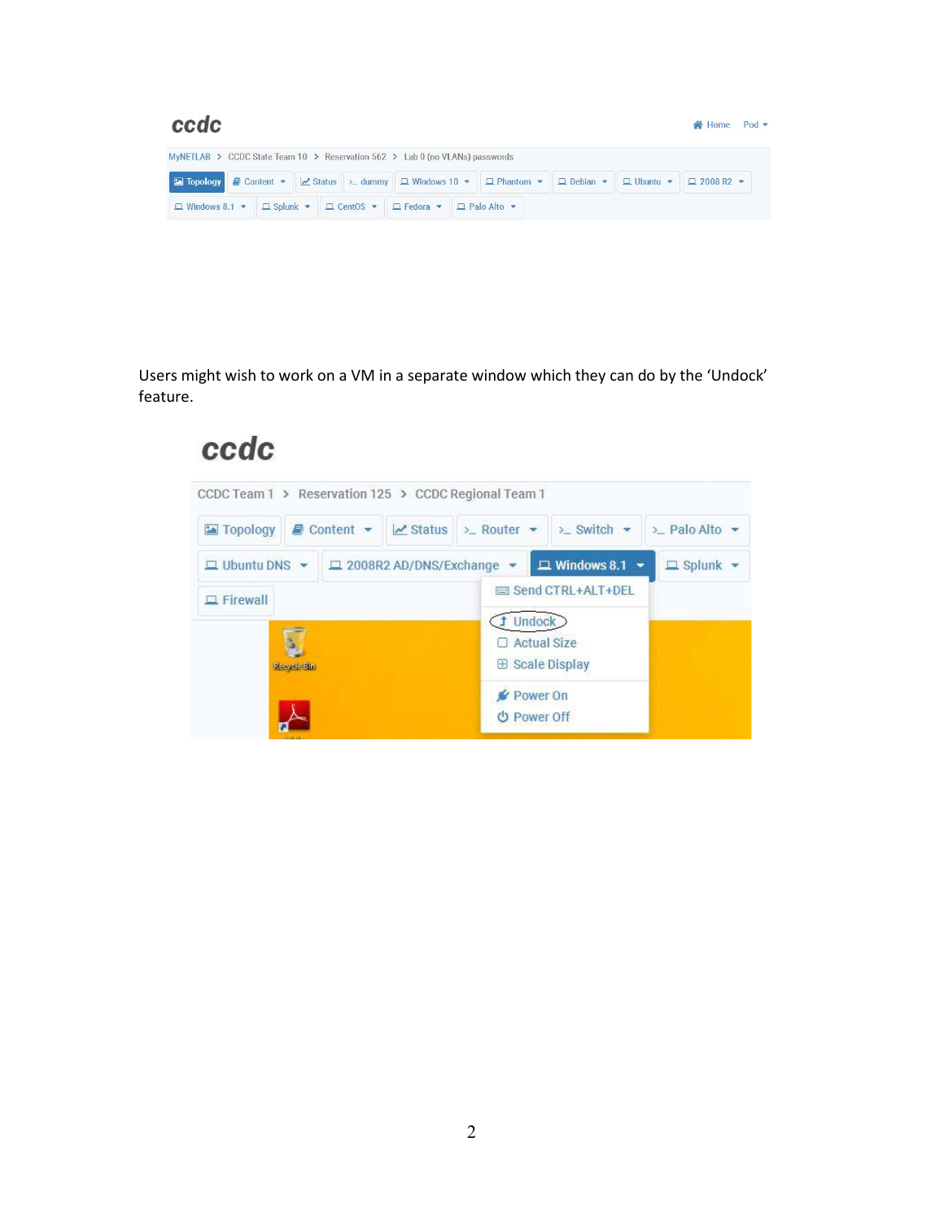Users might wish to work on a VM in a separate window which they can do by the 'Undock' feature.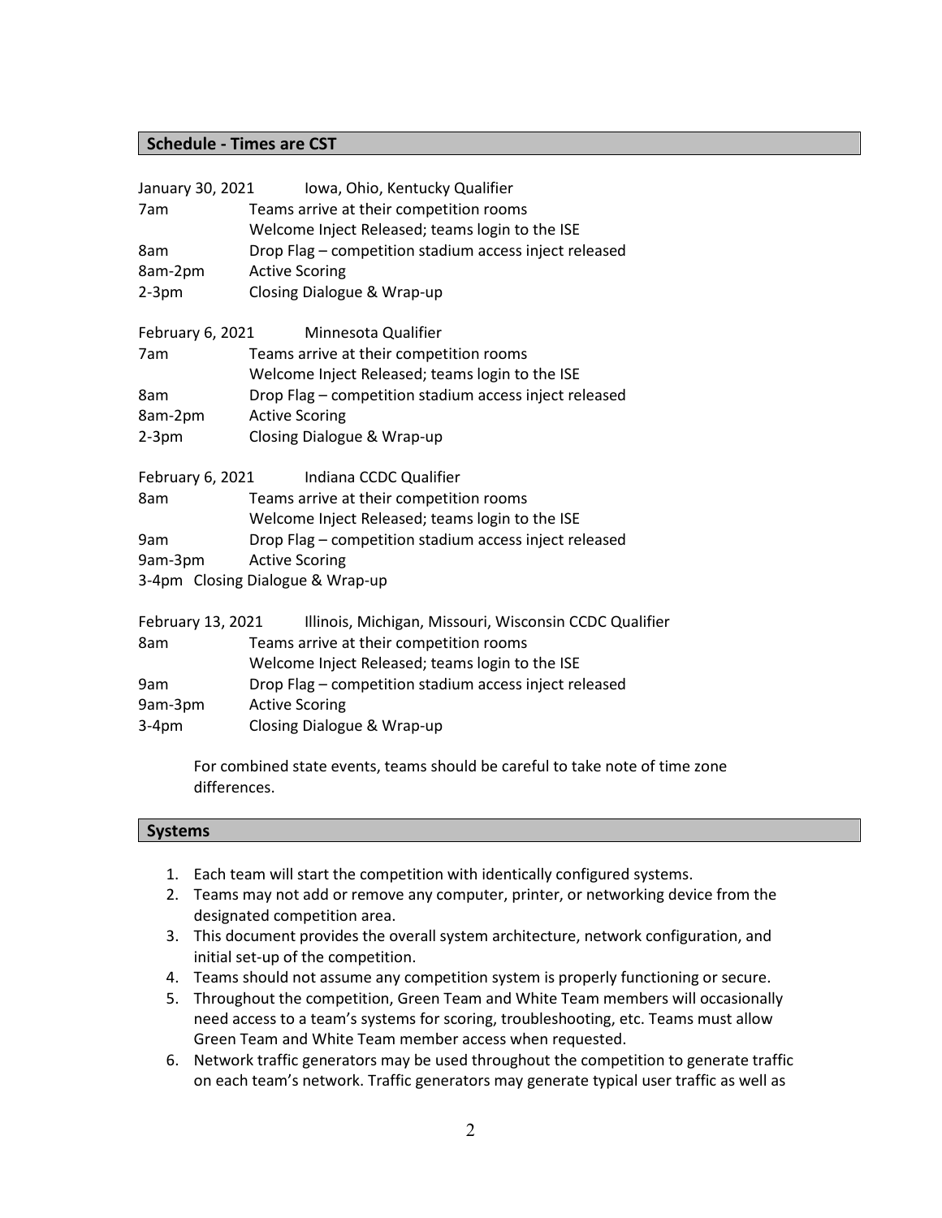## Schedule - Times are CST

January 30, 2021 Iowa, Ohio, Kentucky Qualifier

| | |
|---|---|
| 7am | Teams arrive at their competition rooms |
| | Welcome Inject Released; teams login to the ISE |
| 8am | Drop Flag – competition stadium access inject released |
| 8am-2pm | Active Scoring |
| 2-3pm | Closing Dialogue & Wrap-up |

February 6, 2021 Minnesota Qualifier

| | |
|---|---|
| 7am | Teams arrive at their competition rooms |
| | Welcome Inject Released; teams login to the ISE |
| 8am | Drop Flag – competition stadium access inject released |
| 8am-2pm | Active Scoring |
| 2-3pm | Closing Dialogue & Wrap-up |

February 6, 2021 Indiana CCDC Qualifier

| | |
|---|---|
| 8am | Teams arrive at their competition rooms |
| | Welcome Inject Released; teams login to the ISE |
| 9am | Drop Flag – competition stadium access inject released |
| 9am-3pm | Active Scoring |
| 3-4pm | Closing Dialogue & Wrap-up |

February 13, 2021 Illinois, Michigan, Missouri, Wisconsin CCDC Qualifier

| | |
|---|---|
| 8am | Teams arrive at their competition rooms |
| | Welcome Inject Released; teams login to the ISE |
| 9am | Drop Flag – competition stadium access inject released |
| 9am-3pm | Active Scoring |
| 3-4pm | Closing Dialogue & Wrap-up |

For combined state events, teams should be careful to take note of time zone differences.

## Systems

1. Each team will start the competition with identically configured systems.
2. Teams may not add or remove any computer, printer, or networking device from the designated competition area.
3. This document provides the overall system architecture, network configuration, and initial set-up of the competition.
4. Teams should not assume any competition system is properly functioning or secure.
5. Throughout the competition, Green Team and White Team members will occasionally need access to a team's systems for scoring, troubleshooting, etc. Teams must allow Green Team and White Team member access when requested.
6. Network traffic generators may be used throughout the competition to generate traffic on each team's network. Traffic generators may generate typical user traffic as well as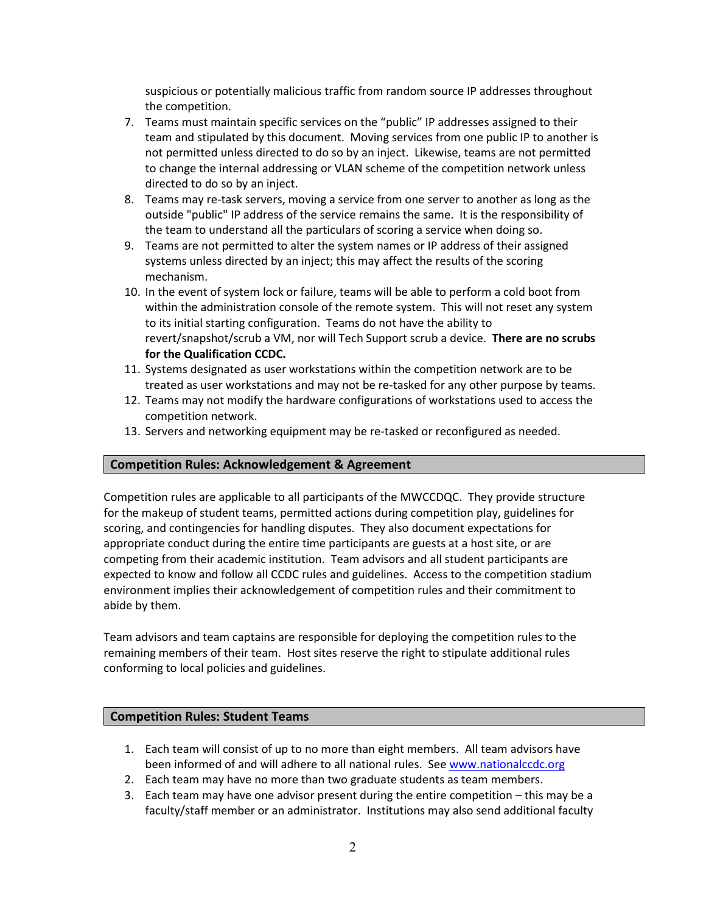suspicious or potentially malicious traffic from random source IP addresses throughout the competition.

7. Teams must maintain specific services on the "public" IP addresses assigned to their team and stipulated by this document. Moving services from one public IP to another is not permitted unless directed to do so by an inject. Likewise, teams are not permitted to change the internal addressing or VLAN scheme of the competition network unless directed to do so by an inject.
8. Teams may re-task servers, moving a service from one server to another as long as the outside "public" IP address of the service remains the same. It is the responsibility of the team to understand all the particulars of scoring a service when doing so.
9. Teams are not permitted to alter the system names or IP address of their assigned systems unless directed by an inject; this may affect the results of the scoring mechanism.
10. In the event of system lock or failure, teams will be able to perform a cold boot from within the administration console of the remote system. This will not reset any system to its initial starting configuration. Teams do not have the ability to revert/snapshot/scrub a VM, nor will Tech Support scrub a device. **There are no scrubs for the Qualification CCDC.**
11. Systems designated as user workstations within the competition network are to be treated as user workstations and may not be re-tasked for any other purpose by teams.
12. Teams may not modify the hardware configurations of workstations used to access the competition network.
13. Servers and networking equipment may be re-tasked or reconfigured as needed.

## Competition Rules: Acknowledgement & Agreement

Competition rules are applicable to all participants of the MWCCDQC. They provide structure for the makeup of student teams, permitted actions during competition play, guidelines for scoring, and contingencies for handling disputes. They also document expectations for appropriate conduct during the entire time participants are guests at a host site, or are competing from their academic institution. Team advisors and all student participants are expected to know and follow all CCDC rules and guidelines. Access to the competition stadium environment implies their acknowledgement of competition rules and their commitment to abide by them.

Team advisors and team captains are responsible for deploying the competition rules to the remaining members of their team. Host sites reserve the right to stipulate additional rules conforming to local policies and guidelines.

## Competition Rules: Student Teams

1. Each team will consist of up to no more than eight members. All team advisors have been informed of and will adhere to all national rules. See www.nationalccdc.org
2. Each team may have no more than two graduate students as team members.
3. Each team may have one advisor present during the entire competition – this may be a faculty/staff member or an administrator. Institutions may also send additional faculty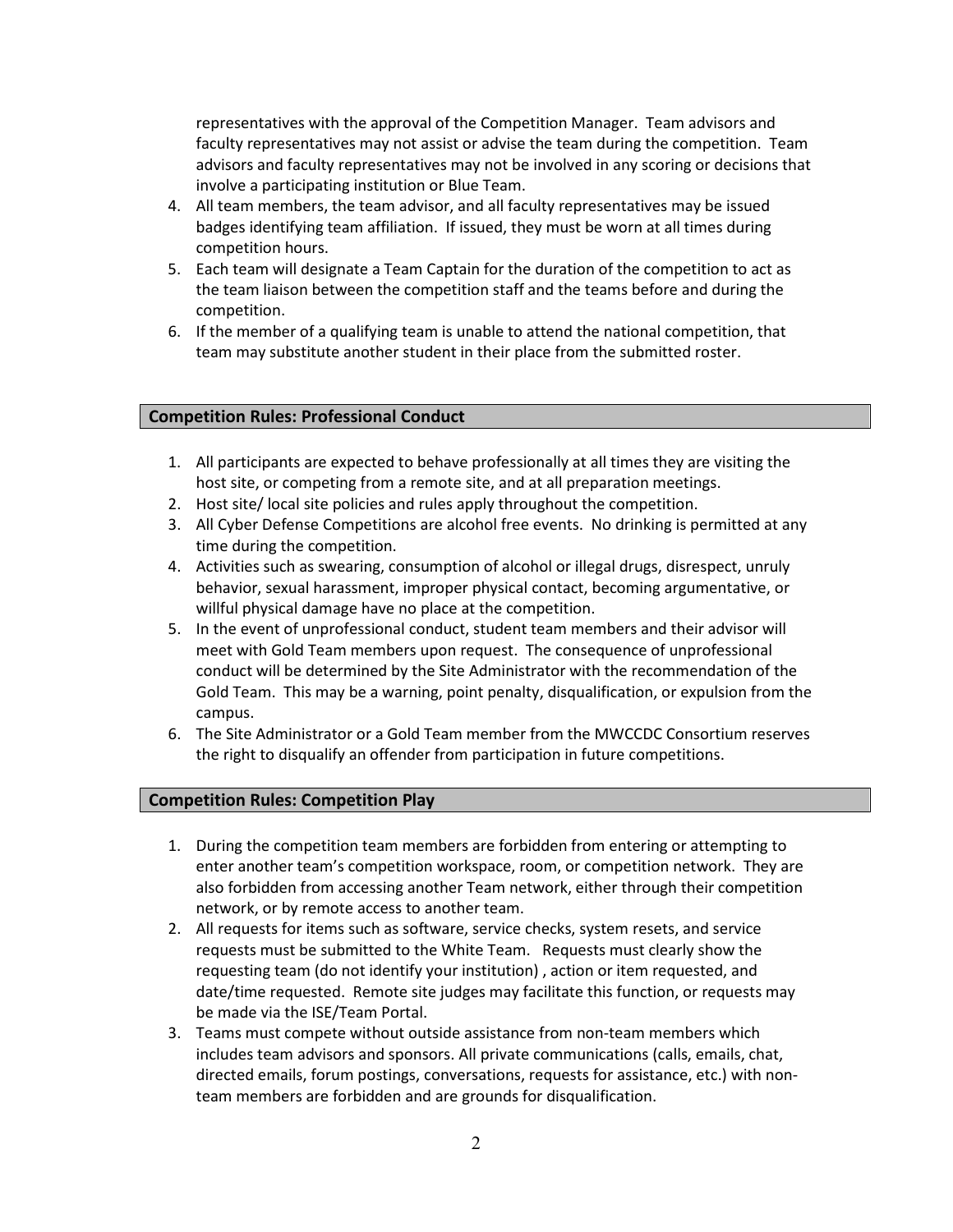representatives with the approval of the Competition Manager. Team advisors and faculty representatives may not assist or advise the team during the competition. Team advisors and faculty representatives may not be involved in any scoring or decisions that involve a participating institution or Blue Team.

4. All team members, the team advisor, and all faculty representatives may be issued badges identifying team affiliation. If issued, they must be worn at all times during competition hours.
5. Each team will designate a Team Captain for the duration of the competition to act as the team liaison between the competition staff and the teams before and during the competition.
6. If the member of a qualifying team is unable to attend the national competition, that team may substitute another student in their place from the submitted roster.

## Competition Rules: Professional Conduct

1. All participants are expected to behave professionally at all times they are visiting the host site, or competing from a remote site, and at all preparation meetings.
2. Host site/ local site policies and rules apply throughout the competition.
3. All Cyber Defense Competitions are alcohol free events. No drinking is permitted at any time during the competition.
4. Activities such as swearing, consumption of alcohol or illegal drugs, disrespect, unruly behavior, sexual harassment, improper physical contact, becoming argumentative, or willful physical damage have no place at the competition.
5. In the event of unprofessional conduct, student team members and their advisor will meet with Gold Team members upon request. The consequence of unprofessional conduct will be determined by the Site Administrator with the recommendation of the Gold Team. This may be a warning, point penalty, disqualification, or expulsion from the campus.
6. The Site Administrator or a Gold Team member from the MWCCDC Consortium reserves the right to disqualify an offender from participation in future competitions.

## Competition Rules: Competition Play

1. During the competition team members are forbidden from entering or attempting to enter another team's competition workspace, room, or competition network. They are also forbidden from accessing another Team network, either through their competition network, or by remote access to another team.
2. All requests for items such as software, service checks, system resets, and service requests must be submitted to the White Team. Requests must clearly show the requesting team (do not identify your institution) , action or item requested, and date/time requested. Remote site judges may facilitate this function, or requests may be made via the ISE/Team Portal.
3. Teams must compete without outside assistance from non-team members which includes team advisors and sponsors. All private communications (calls, emails, chat, directed emails, forum postings, conversations, requests for assistance, etc.) with non-team members are forbidden and are grounds for disqualification.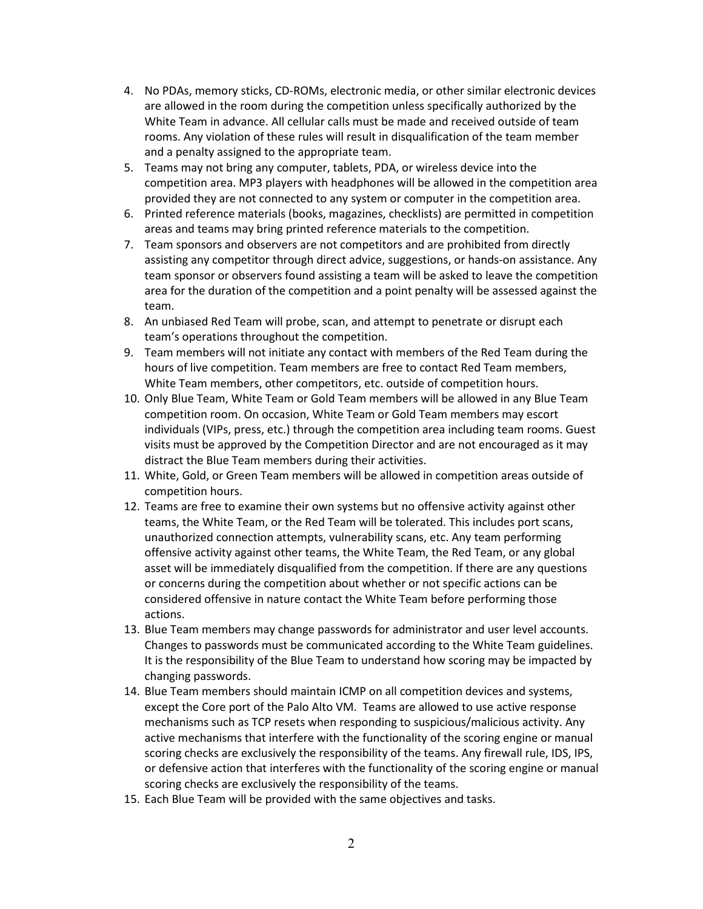4. No PDAs, memory sticks, CD-ROMs, electronic media, or other similar electronic devices are allowed in the room during the competition unless specifically authorized by the White Team in advance. All cellular calls must be made and received outside of team rooms. Any violation of these rules will result in disqualification of the team member and a penalty assigned to the appropriate team.
5. Teams may not bring any computer, tablets, PDA, or wireless device into the competition area. MP3 players with headphones will be allowed in the competition area provided they are not connected to any system or computer in the competition area.
6. Printed reference materials (books, magazines, checklists) are permitted in competition areas and teams may bring printed reference materials to the competition.
7. Team sponsors and observers are not competitors and are prohibited from directly assisting any competitor through direct advice, suggestions, or hands-on assistance. Any team sponsor or observers found assisting a team will be asked to leave the competition area for the duration of the competition and a point penalty will be assessed against the team.
8. An unbiased Red Team will probe, scan, and attempt to penetrate or disrupt each team's operations throughout the competition.
9. Team members will not initiate any contact with members of the Red Team during the hours of live competition. Team members are free to contact Red Team members, White Team members, other competitors, etc. outside of competition hours.
10. Only Blue Team, White Team or Gold Team members will be allowed in any Blue Team competition room. On occasion, White Team or Gold Team members may escort individuals (VIPs, press, etc.) through the competition area including team rooms. Guest visits must be approved by the Competition Director and are not encouraged as it may distract the Blue Team members during their activities.
11. White, Gold, or Green Team members will be allowed in competition areas outside of competition hours.
12. Teams are free to examine their own systems but no offensive activity against other teams, the White Team, or the Red Team will be tolerated. This includes port scans, unauthorized connection attempts, vulnerability scans, etc. Any team performing offensive activity against other teams, the White Team, the Red Team, or any global asset will be immediately disqualified from the competition. If there are any questions or concerns during the competition about whether or not specific actions can be considered offensive in nature contact the White Team before performing those actions.
13. Blue Team members may change passwords for administrator and user level accounts. Changes to passwords must be communicated according to the White Team guidelines. It is the responsibility of the Blue Team to understand how scoring may be impacted by changing passwords.
14. Blue Team members should maintain ICMP on all competition devices and systems, except the Core port of the Palo Alto VM. Teams are allowed to use active response mechanisms such as TCP resets when responding to suspicious/malicious activity. Any active mechanisms that interfere with the functionality of the scoring engine or manual scoring checks are exclusively the responsibility of the teams. Any firewall rule, IDS, IPS, or defensive action that interferes with the functionality of the scoring engine or manual scoring checks are exclusively the responsibility of the teams.
15. Each Blue Team will be provided with the same objectives and tasks.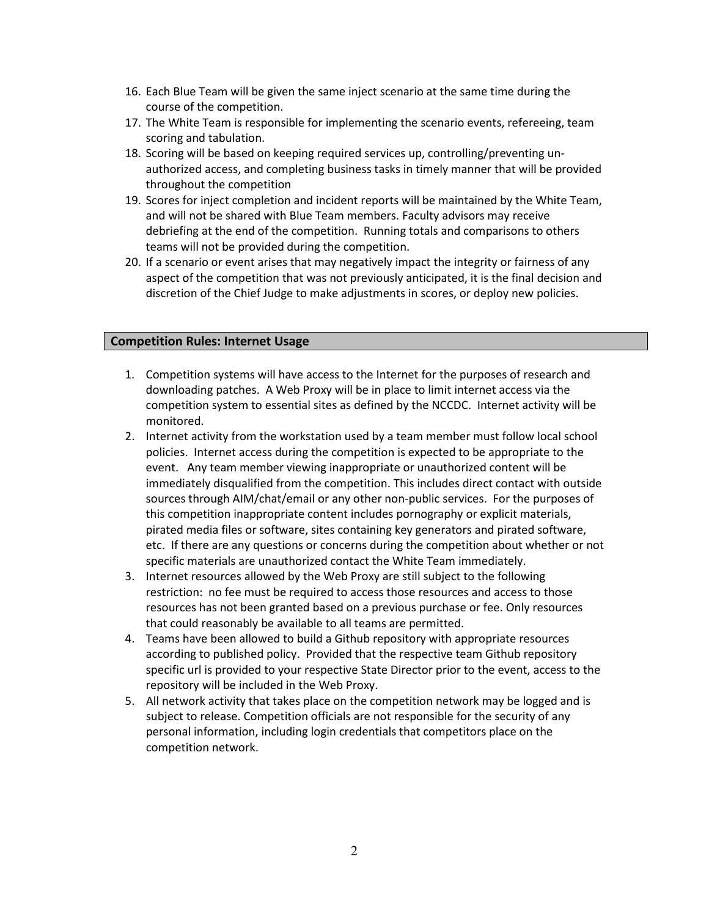16. Each Blue Team will be given the same inject scenario at the same time during the course of the competition.
17. The White Team is responsible for implementing the scenario events, refereeing, team scoring and tabulation.
18. Scoring will be based on keeping required services up, controlling/preventing un-authorized access, and completing business tasks in timely manner that will be provided throughout the competition
19. Scores for inject completion and incident reports will be maintained by the White Team, and will not be shared with Blue Team members. Faculty advisors may receive debriefing at the end of the competition. Running totals and comparisons to others teams will not be provided during the competition.
20. If a scenario or event arises that may negatively impact the integrity or fairness of any aspect of the competition that was not previously anticipated, it is the final decision and discretion of the Chief Judge to make adjustments in scores, or deploy new policies.

## Competition Rules: Internet Usage

1. Competition systems will have access to the Internet for the purposes of research and downloading patches. A Web Proxy will be in place to limit internet access via the competition system to essential sites as defined by the NCCDC. Internet activity will be monitored.
2. Internet activity from the workstation used by a team member must follow local school policies. Internet access during the competition is expected to be appropriate to the event. Any team member viewing inappropriate or unauthorized content will be immediately disqualified from the competition. This includes direct contact with outside sources through AIM/chat/email or any other non-public services. For the purposes of this competition inappropriate content includes pornography or explicit materials, pirated media files or software, sites containing key generators and pirated software, etc. If there are any questions or concerns during the competition about whether or not specific materials are unauthorized contact the White Team immediately.
3. Internet resources allowed by the Web Proxy are still subject to the following restriction: no fee must be required to access those resources and access to those resources has not been granted based on a previous purchase or fee. Only resources that could reasonably be available to all teams are permitted.
4. Teams have been allowed to build a Github repository with appropriate resources according to published policy. Provided that the respective team Github repository specific url is provided to your respective State Director prior to the event, access to the repository will be included in the Web Proxy.
5. All network activity that takes place on the competition network may be logged and is subject to release. Competition officials are not responsible for the security of any personal information, including login credentials that competitors place on the competition network.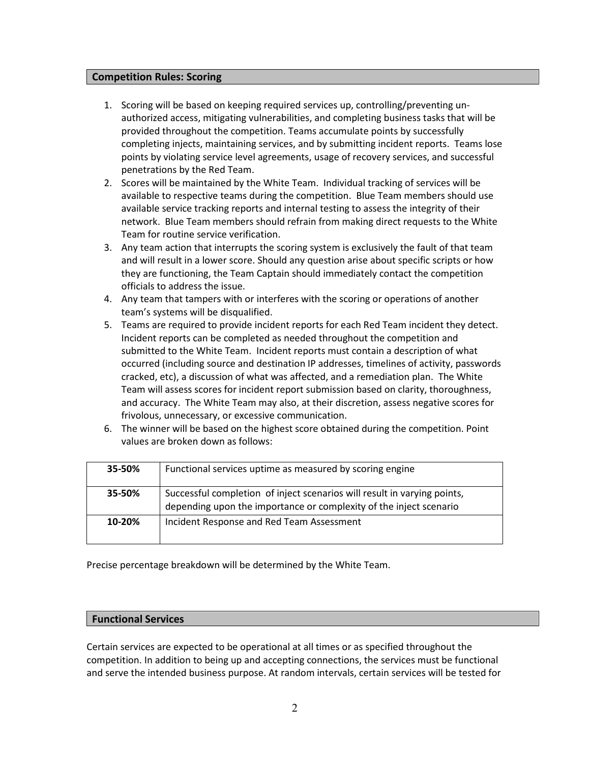## Competition Rules: Scoring

1. Scoring will be based on keeping required services up, controlling/preventing un-authorized access, mitigating vulnerabilities, and completing business tasks that will be provided throughout the competition. Teams accumulate points by successfully completing injects, maintaining services, and by submitting incident reports. Teams lose points by violating service level agreements, usage of recovery services, and successful penetrations by the Red Team.
2. Scores will be maintained by the White Team. Individual tracking of services will be available to respective teams during the competition. Blue Team members should use available service tracking reports and internal testing to assess the integrity of their network. Blue Team members should refrain from making direct requests to the White Team for routine service verification.
3. Any team action that interrupts the scoring system is exclusively the fault of that team and will result in a lower score. Should any question arise about specific scripts or how they are functioning, the Team Captain should immediately contact the competition officials to address the issue.
4. Any team that tampers with or interferes with the scoring or operations of another team's systems will be disqualified.
5. Teams are required to provide incident reports for each Red Team incident they detect. Incident reports can be completed as needed throughout the competition and submitted to the White Team. Incident reports must contain a description of what occurred (including source and destination IP addresses, timelines of activity, passwords cracked, etc), a discussion of what was affected, and a remediation plan. The White Team will assess scores for incident report submission based on clarity, thoroughness, and accuracy. The White Team may also, at their discretion, assess negative scores for frivolous, unnecessary, or excessive communication.
6. The winner will be based on the highest score obtained during the competition. Point values are broken down as follows:

| | |
|---|---|
| **35-50%** | Functional services uptime as measured by scoring engine |
| **35-50%** | Successful completion of inject scenarios will result in varying points, depending upon the importance or complexity of the inject scenario |
| **10-20%** | Incident Response and Red Team Assessment |

Precise percentage breakdown will be determined by the White Team.

## Functional Services

Certain services are expected to be operational at all times or as specified throughout the competition. In addition to being up and accepting connections, the services must be functional and serve the intended business purpose. At random intervals, certain services will be tested for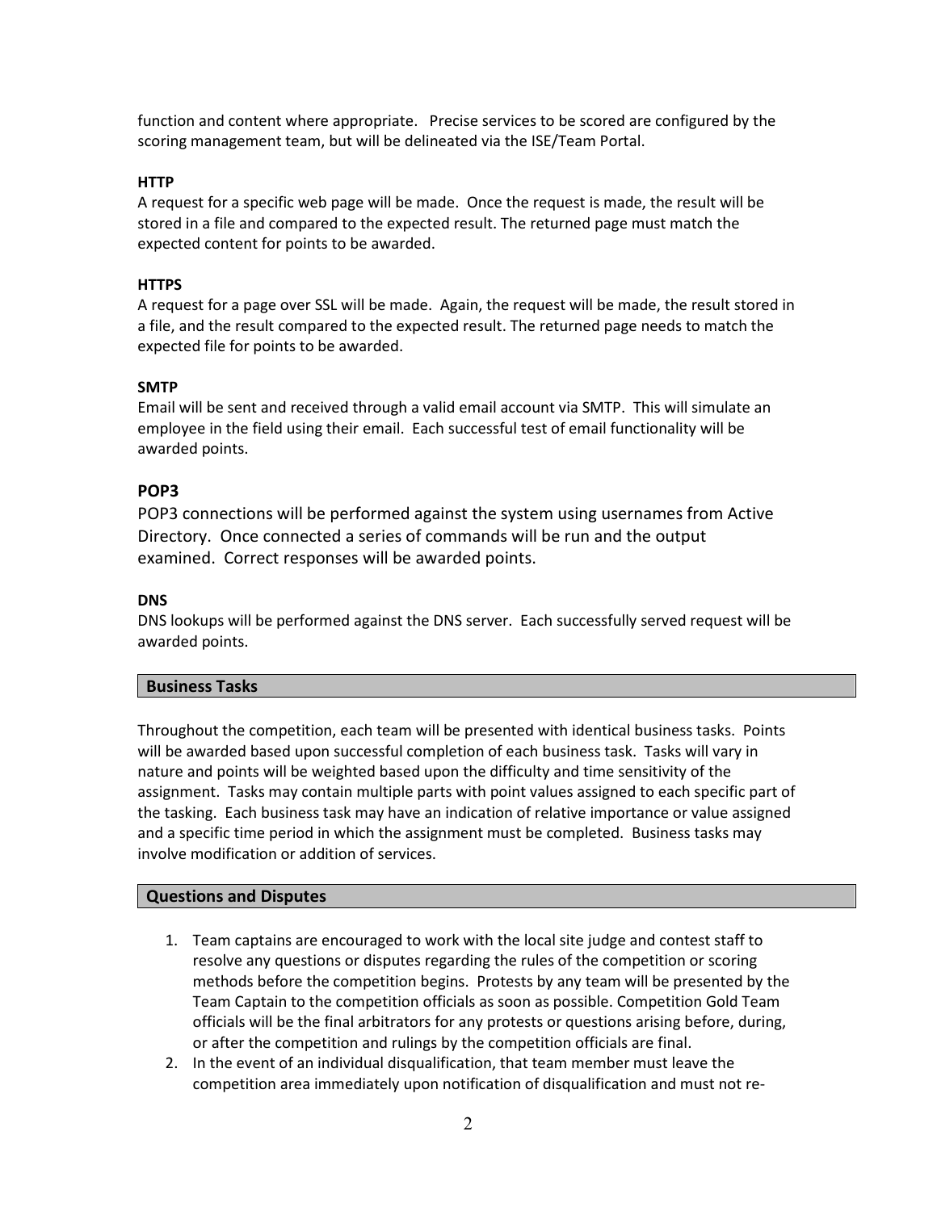function and content where appropriate. Precise services to be scored are configured by the scoring management team, but will be delineated via the ISE/Team Portal.

**HTTP**

A request for a specific web page will be made. Once the request is made, the result will be stored in a file and compared to the expected result. The returned page must match the expected content for points to be awarded.

**HTTPS**

A request for a page over SSL will be made. Again, the request will be made, the result stored in a file, and the result compared to the expected result. The returned page needs to match the expected file for points to be awarded.

**SMTP**

Email will be sent and received through a valid email account via SMTP. This will simulate an employee in the field using their email. Each successful test of email functionality will be awarded points.

**POP3**

POP3 connections will be performed against the system using usernames from Active Directory. Once connected a series of commands will be run and the output examined. Correct responses will be awarded points.

**DNS**

DNS lookups will be performed against the DNS server. Each successfully served request will be awarded points.

## Business Tasks

Throughout the competition, each team will be presented with identical business tasks. Points will be awarded based upon successful completion of each business task. Tasks will vary in nature and points will be weighted based upon the difficulty and time sensitivity of the assignment. Tasks may contain multiple parts with point values assigned to each specific part of the tasking. Each business task may have an indication of relative importance or value assigned and a specific time period in which the assignment must be completed. Business tasks may involve modification or addition of services.

## Questions and Disputes

1. Team captains are encouraged to work with the local site judge and contest staff to resolve any questions or disputes regarding the rules of the competition or scoring methods before the competition begins. Protests by any team will be presented by the Team Captain to the competition officials as soon as possible. Competition Gold Team officials will be the final arbitrators for any protests or questions arising before, during, or after the competition and rulings by the competition officials are final.
2. In the event of an individual disqualification, that team member must leave the competition area immediately upon notification of disqualification and must not re-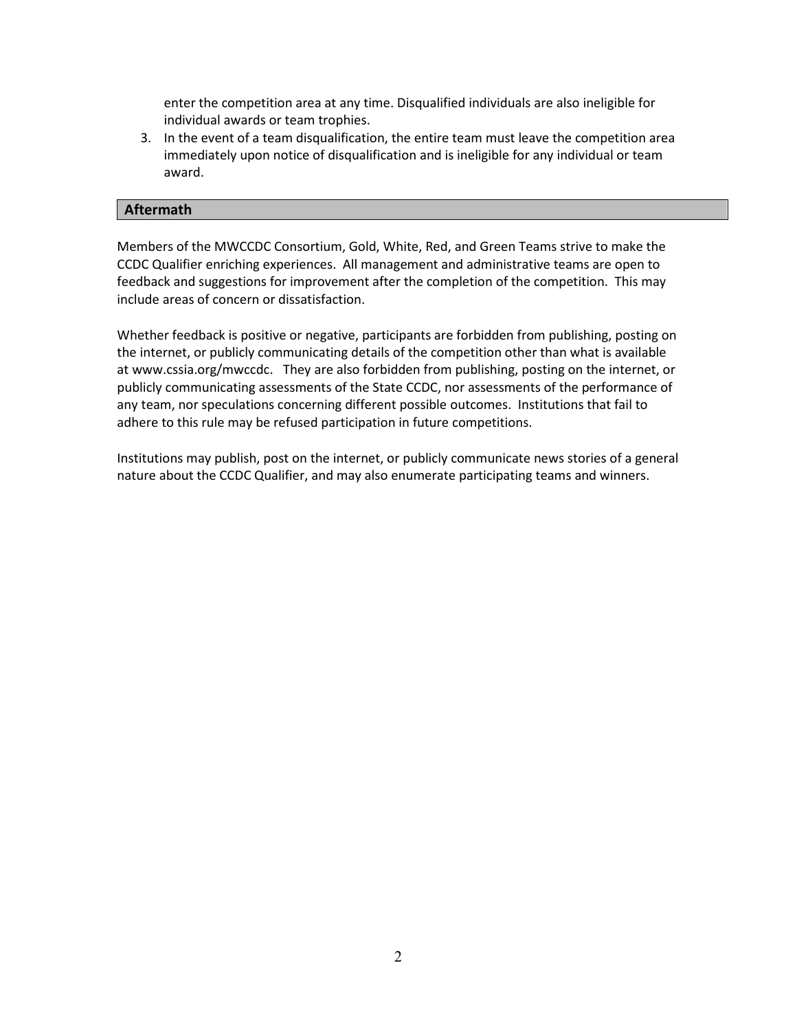enter the competition area at any time. Disqualified individuals are also ineligible for individual awards or team trophies.

3. In the event of a team disqualification, the entire team must leave the competition area immediately upon notice of disqualification and is ineligible for any individual or team award.

## Aftermath

Members of the MWCCDC Consortium, Gold, White, Red, and Green Teams strive to make the CCDC Qualifier enriching experiences. All management and administrative teams are open to feedback and suggestions for improvement after the completion of the competition. This may include areas of concern or dissatisfaction.

Whether feedback is positive or negative, participants are forbidden from publishing, posting on the internet, or publicly communicating details of the competition other than what is available at www.cssia.org/mwccdc. They are also forbidden from publishing, posting on the internet, or publicly communicating assessments of the State CCDC, nor assessments of the performance of any team, nor speculations concerning different possible outcomes. Institutions that fail to adhere to this rule may be refused participation in future competitions.

Institutions may publish, post on the internet, or publicly communicate news stories of a general nature about the CCDC Qualifier, and may also enumerate participating teams and winners.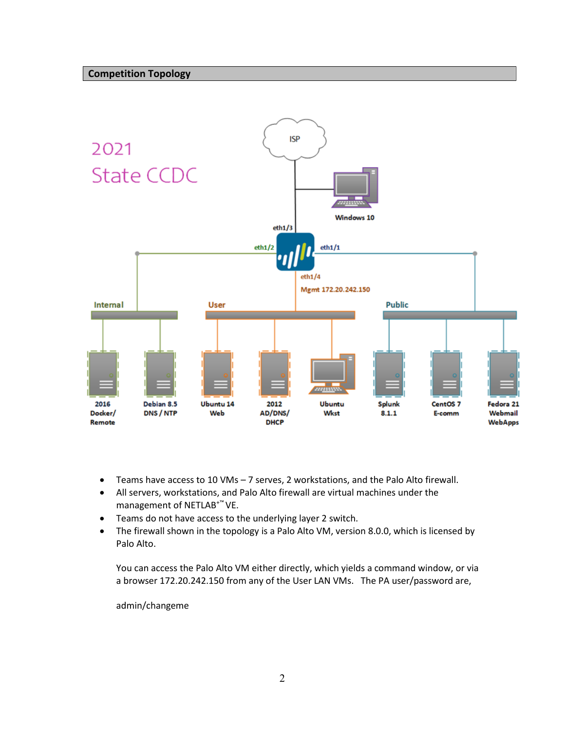## Competition Topology

- Teams have access to 10 VMs – 7 serves, 2 workstations, and the Palo Alto firewall.
- All servers, workstations, and Palo Alto firewall are virtual machines under the management of NETLAB+™ VE.
- Teams do not have access to the underlying layer 2 switch.
- The firewall shown in the topology is a Palo Alto VM, version 8.0.0, which is licensed by Palo Alto.

  You can access the Palo Alto VM either directly, which yields a command window, or via a browser 172.20.242.150 from any of the User LAN VMs. The PA user/password are,

  admin/changeme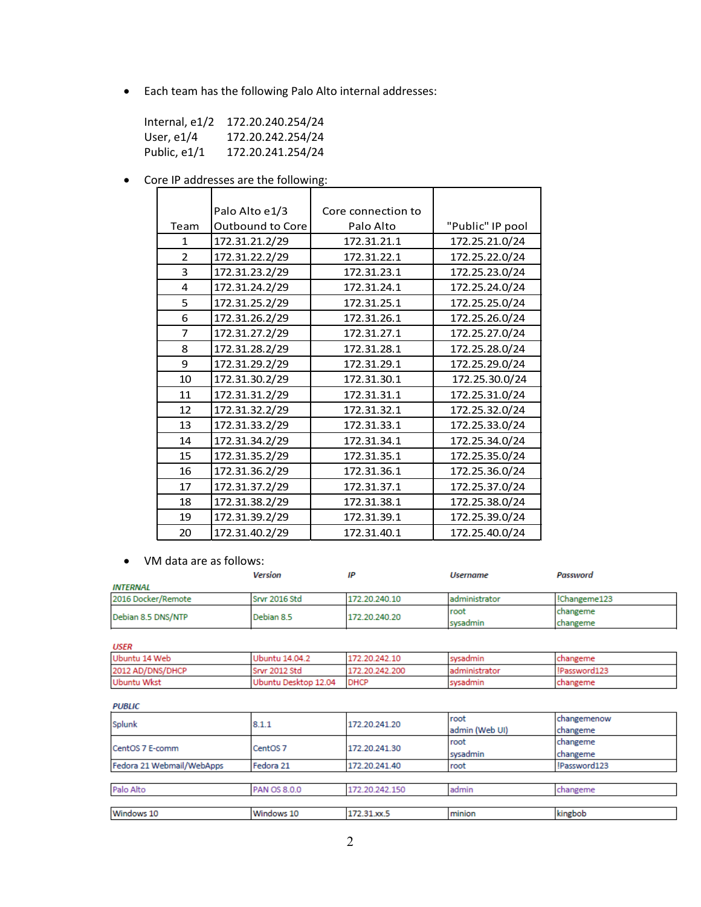- Each team has the following Palo Alto internal addresses:

  Internal, e1/2 172.20.240.254/24
  User, e1/4 172.20.242.254/24
  Public, e1/1 172.20.241.254/24

- Core IP addresses are the following:

| Team | Palo Alto e1/3 Outbound to Core | Core connection to Palo Alto | "Public" IP pool |
|---|---|---|---|
| 1 | 172.31.21.2/29 | 172.31.21.1 | 172.25.21.0/24 |
| 2 | 172.31.22.2/29 | 172.31.22.1 | 172.25.22.0/24 |
| 3 | 172.31.23.2/29 | 172.31.23.1 | 172.25.23.0/24 |
| 4 | 172.31.24.2/29 | 172.31.24.1 | 172.25.24.0/24 |
| 5 | 172.31.25.2/29 | 172.31.25.1 | 172.25.25.0/24 |
| 6 | 172.31.26.2/29 | 172.31.26.1 | 172.25.26.0/24 |
| 7 | 172.31.27.2/29 | 172.31.27.1 | 172.25.27.0/24 |
| 8 | 172.31.28.2/29 | 172.31.28.1 | 172.25.28.0/24 |
| 9 | 172.31.29.2/29 | 172.31.29.1 | 172.25.29.0/24 |
| 10 | 172.31.30.2/29 | 172.31.30.1 | 172.25.30.0/24 |
| 11 | 172.31.31.2/29 | 172.31.31.1 | 172.25.31.0/24 |
| 12 | 172.31.32.2/29 | 172.31.32.1 | 172.25.32.0/24 |
| 13 | 172.31.33.2/29 | 172.31.33.1 | 172.25.33.0/24 |
| 14 | 172.31.34.2/29 | 172.31.34.1 | 172.25.34.0/24 |
| 15 | 172.31.35.2/29 | 172.31.35.1 | 172.25.35.0/24 |
| 16 | 172.31.36.2/29 | 172.31.36.1 | 172.25.36.0/24 |
| 17 | 172.31.37.2/29 | 172.31.37.1 | 172.25.37.0/24 |
| 18 | 172.31.38.2/29 | 172.31.38.1 | 172.25.38.0/24 |
| 19 | 172.31.39.2/29 | 172.31.39.1 | 172.25.39.0/24 |
| 20 | 172.31.40.2/29 | 172.31.40.1 | 172.25.40.0/24 |

- VM data are as follows:

| | *Version* | *IP* | *Username* | *Password* |
|---|---|---|---|---|
| ***INTERNAL*** | | | | |
| 2016 Docker/Remote | Srvr 2016 Std | 172.20.240.10 | administrator | !Changeme123 |
| Debian 8.5 DNS/NTP | Debian 8.5 | 172.20.240.20 | root<br>sysadmin | changeme<br>changeme |
| ***USER*** | | | | |
| Ubuntu 14 Web | Ubuntu 14.04.2 | 172.20.242.10 | sysadmin | changeme |
| 2012 AD/DNS/DHCP | Srvr 2012 Std | 172.20.242.200 | administrator | !Password123 |
| Ubuntu Wkst | Ubuntu Desktop 12.04 | DHCP | sysadmin | changeme |
| ***PUBLIC*** | | | | |
| Splunk | 8.1.1 | 172.20.241.20 | root<br>admin (Web UI) | changemenow<br>changeme |
| CentOS 7 E-comm | CentOS 7 | 172.20.241.30 | root<br>sysadmin | changeme<br>changeme |
| Fedora 21 Webmail/WebApps | Fedora 21 | 172.20.241.40 | root | !Password123 |
| | | | | |
| Palo Alto | PAN OS 8.0.0 | 172.20.242.150 | admin | changeme |
| | | | | |
| Windows 10 | Windows 10 | 172.31.xx.5 | minion | kingbob |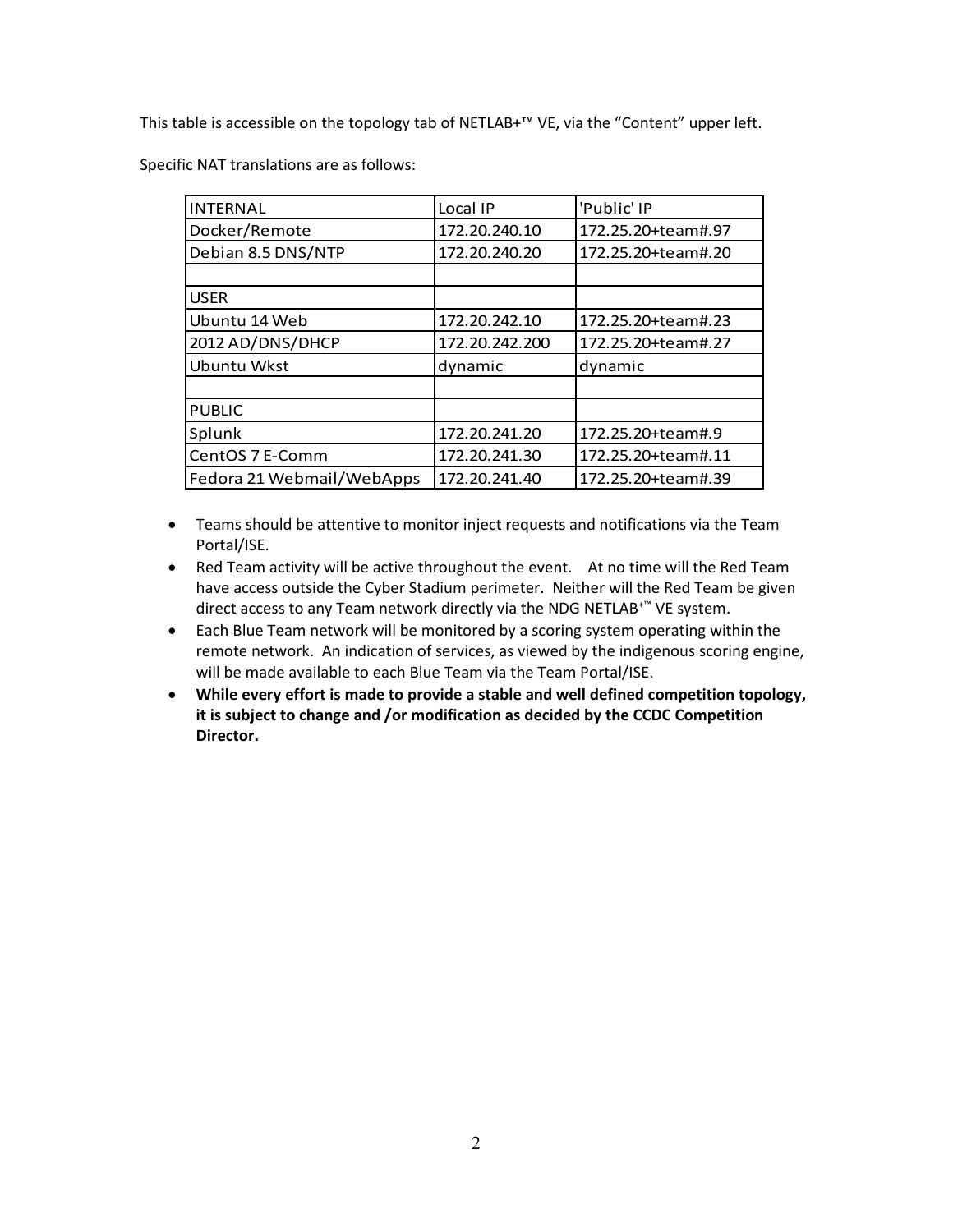This table is accessible on the topology tab of NETLAB+™ VE, via the "Content" upper left.

Specific NAT translations are as follows:

| INTERNAL | Local IP | 'Public' IP |
|---|---|---|
| Docker/Remote | 172.20.240.10 | 172.25.20+team#.97 |
| Debian 8.5 DNS/NTP | 172.20.240.20 | 172.25.20+team#.20 |
| | | |
| USER | | |
| Ubuntu 14 Web | 172.20.242.10 | 172.25.20+team#.23 |
| 2012 AD/DNS/DHCP | 172.20.242.200 | 172.25.20+team#.27 |
| Ubuntu Wkst | dynamic | dynamic |
| | | |
| PUBLIC | | |
| Splunk | 172.20.241.20 | 172.25.20+team#.9 |
| CentOS 7 E-Comm | 172.20.241.30 | 172.25.20+team#.11 |
| Fedora 21 Webmail/WebApps | 172.20.241.40 | 172.25.20+team#.39 |

- Teams should be attentive to monitor inject requests and notifications via the Team Portal/ISE.
- Red Team activity will be active throughout the event. At no time will the Red Team have access outside the Cyber Stadium perimeter. Neither will the Red Team be given direct access to any Team network directly via the NDG NETLAB+™ VE system.
- Each Blue Team network will be monitored by a scoring system operating within the remote network. An indication of services, as viewed by the indigenous scoring engine, will be made available to each Blue Team via the Team Portal/ISE.
- **While every effort is made to provide a stable and well defined competition topology, it is subject to change and /or modification as decided by the CCDC Competition Director.**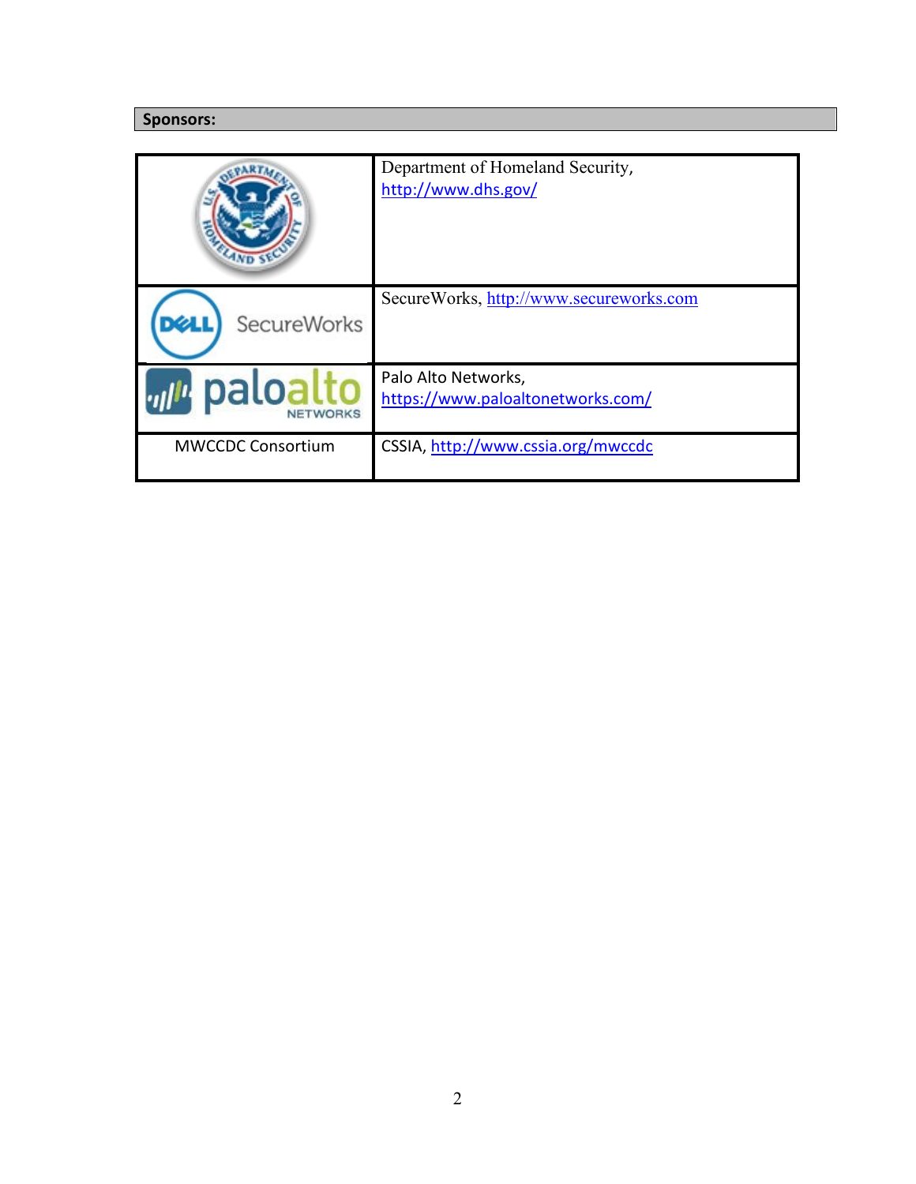## Sponsors:

| | |
|---|---|
| | Department of Homeland Security, http://www.dhs.gov/ |
| | SecureWorks, http://www.secureworks.com |
| | Palo Alto Networks, https://www.paloaltonetworks.com/ |
| MWCCDC Consortium | CSSIA, http://www.cssia.org/mwccdc |